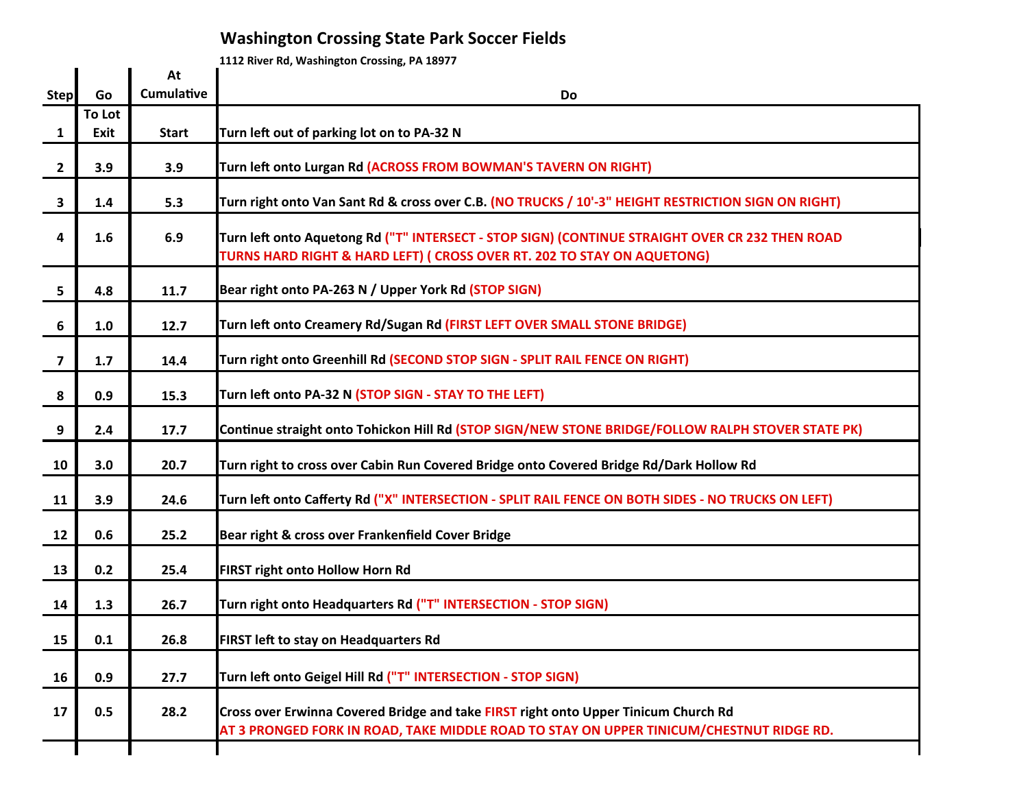# Washington Crossing State Park Soccer Fields

1112 River Rd, Washington Crossing, PA 18977

| Step | Go | At Cumulative | Do |
|---|---|---|---|
| 1 | To Lot Exit | Start | Turn left out of parking lot on to PA-32 N |
| 2 | 3.9 | 3.9 | Turn left onto Lurgan Rd (ACROSS FROM BOWMAN'S TAVERN ON RIGHT) |
| 3 | 1.4 | 5.3 | Turn right onto Van Sant Rd & cross over C.B. (NO TRUCKS / 10'-3" HEIGHT RESTRICTION SIGN ON RIGHT) |
| 4 | 1.6 | 6.9 | Turn left onto Aquetong Rd ("T" INTERSECT - STOP SIGN) (CONTINUE STRAIGHT OVER CR 232 THEN ROAD TURNS HARD RIGHT & HARD LEFT) ( CROSS OVER RT. 202 TO STAY ON AQUETONG) |
| 5 | 4.8 | 11.7 | Bear right onto PA-263 N / Upper York Rd (STOP SIGN) |
| 6 | 1.0 | 12.7 | Turn left onto Creamery Rd/Sugan Rd (FIRST LEFT OVER SMALL STONE BRIDGE) |
| 7 | 1.7 | 14.4 | Turn right onto Greenhill Rd (SECOND STOP SIGN - SPLIT RAIL FENCE ON RIGHT) |
| 8 | 0.9 | 15.3 | Turn left onto PA-32 N (STOP SIGN - STAY TO THE LEFT) |
| 9 | 2.4 | 17.7 | Continue straight onto Tohickon Hill Rd (STOP SIGN/NEW STONE BRIDGE/FOLLOW RALPH STOVER STATE PK) |
| 10 | 3.0 | 20.7 | Turn right to cross over Cabin Run Covered Bridge onto Covered Bridge Rd/Dark Hollow Rd |
| 11 | 3.9 | 24.6 | Turn left onto Cafferty Rd ("X" INTERSECTION - SPLIT RAIL FENCE ON BOTH SIDES - NO TRUCKS ON LEFT) |
| 12 | 0.6 | 25.2 | Bear right & cross over Frankenfield Cover Bridge |
| 13 | 0.2 | 25.4 | FIRST right onto Hollow Horn Rd |
| 14 | 1.3 | 26.7 | Turn right onto Headquarters Rd ("T" INTERSECTION - STOP SIGN) |
| 15 | 0.1 | 26.8 | FIRST left to stay on Headquarters Rd |
| 16 | 0.9 | 27.7 | Turn left onto Geigel Hill Rd ("T" INTERSECTION - STOP SIGN) |
| 17 | 0.5 | 28.2 | Cross over Erwinna Covered Bridge and take FIRST right onto Upper Tinicum Church Rd AT 3 PRONGED FORK IN ROAD, TAKE MIDDLE ROAD TO STAY ON UPPER TINICUM/CHESTNUT RIDGE RD. |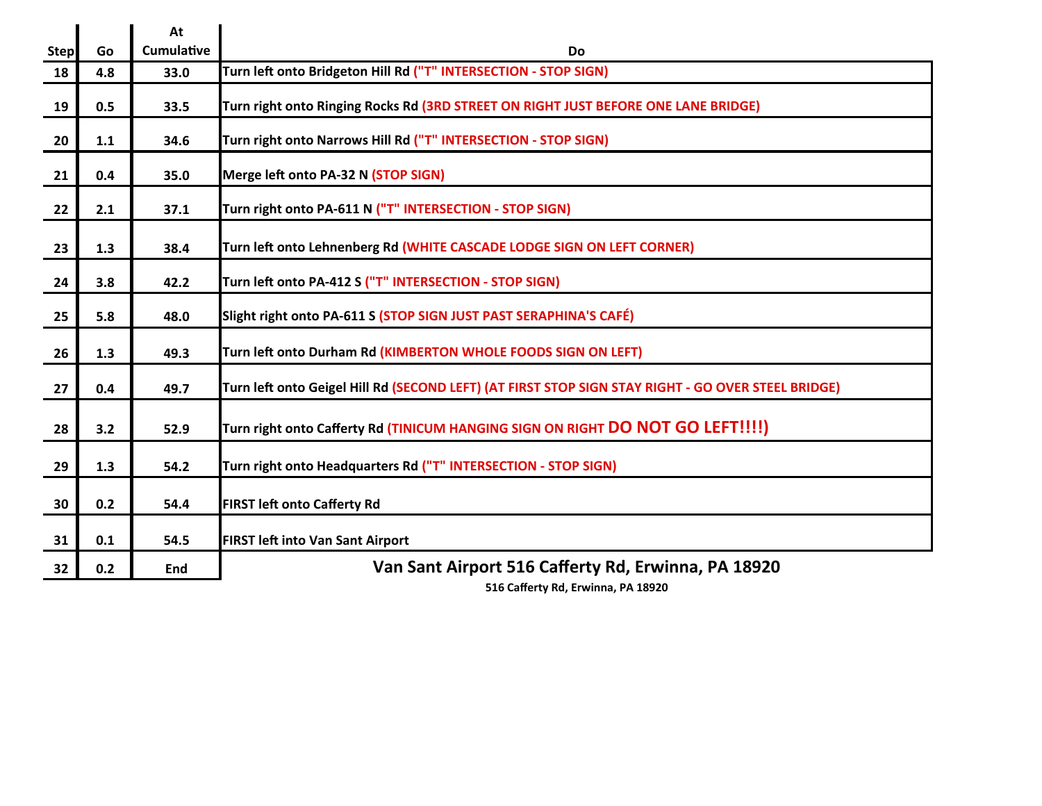| Step | Go | At Cumulative | Do |
|---|---|---|---|
| 18 | 4.8 | 33.0 | Turn left onto Bridgeton Hill Rd ("T" INTERSECTION - STOP SIGN) |
| 19 | 0.5 | 33.5 | Turn right onto Ringing Rocks Rd (3RD STREET ON RIGHT JUST BEFORE ONE LANE BRIDGE) |
| 20 | 1.1 | 34.6 | Turn right onto Narrows Hill Rd ("T" INTERSECTION - STOP SIGN) |
| 21 | 0.4 | 35.0 | Merge left onto PA-32 N (STOP SIGN) |
| 22 | 2.1 | 37.1 | Turn right onto PA-611 N ("T" INTERSECTION - STOP SIGN) |
| 23 | 1.3 | 38.4 | Turn left onto Lehnenberg Rd (WHITE CASCADE LODGE SIGN ON LEFT CORNER) |
| 24 | 3.8 | 42.2 | Turn left onto PA-412 S ("T" INTERSECTION - STOP SIGN) |
| 25 | 5.8 | 48.0 | Slight right onto PA-611 S (STOP SIGN JUST PAST SERAPHINA'S CAFÉ) |
| 26 | 1.3 | 49.3 | Turn left onto Durham Rd (KIMBERTON WHOLE FOODS SIGN ON LEFT) |
| 27 | 0.4 | 49.7 | Turn left onto Geigel Hill Rd (SECOND LEFT) (AT FIRST STOP SIGN STAY RIGHT - GO OVER STEEL BRIDGE) |
| 28 | 3.2 | 52.9 | Turn right onto Cafferty Rd (TINICUM HANGING SIGN ON RIGHT **DO NOT GO LEFT!!!!**) |
| 29 | 1.3 | 54.2 | Turn right onto Headquarters Rd ("T" INTERSECTION - STOP SIGN) |
| 30 | 0.2 | 54.4 | FIRST left onto Cafferty Rd |
| 31 | 0.1 | 54.5 | FIRST left into Van Sant Airport |
| 32 | 0.2 | End | **Van Sant Airport 516 Cafferty Rd, Erwinna, PA 18920** |

516 Cafferty Rd, Erwinna, PA 18920